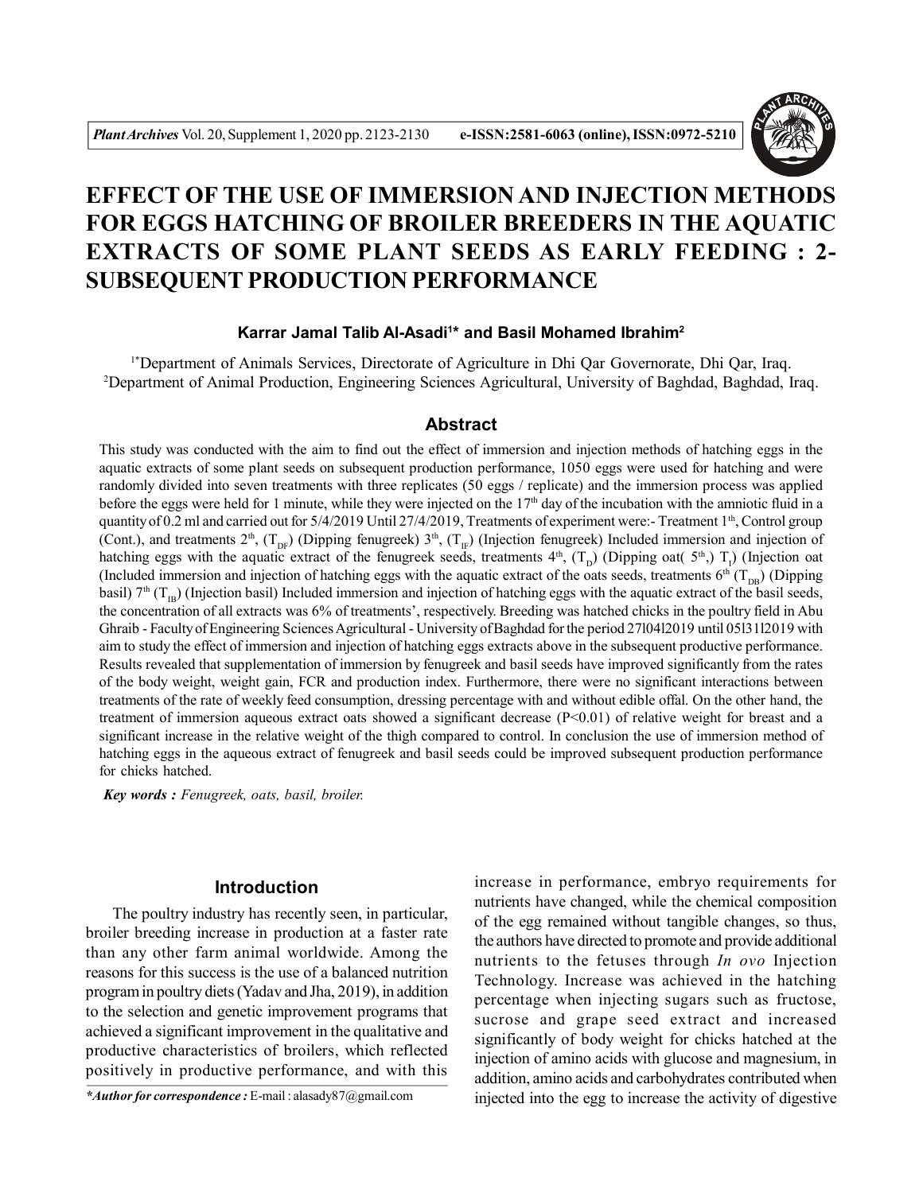# EFFECT OF THE USE OF IMMERSION AND INJECTION METHODS FOR EGGS HATCHING OF BROILER BREEDERS IN THE AQUATIC EXTRACTS OF SOME PLANT SEEDS AS EARLY FEEDING : 2-SUBSEQUENT PRODUCTION PERFORMANCE

**Karrar Jamal Talib Al-Asadi[1]* and Basil Mohamed Ibrahim[2]**

[1*]Department of Animals Services, Directorate of Agriculture in Dhi Qar Governorate, Dhi Qar, Iraq.
[2]Department of Animal Production, Engineering Sciences Agricultural, University of Baghdad, Baghdad, Iraq.

## Abstract

This study was conducted with the aim to find out the effect of immersion and injection methods of hatching eggs in the aquatic extracts of some plant seeds on subsequent production performance, 1050 eggs were used for hatching and were randomly divided into seven treatments with three replicates (50 eggs / replicate) and the immersion process was applied before the eggs were held for 1 minute, while they were injected on the 17th day of the incubation with the amniotic fluid in a quantity of 0.2 ml and carried out for 5/4/2019 Until 27/4/2019, Treatments of experiment were:- Treatment 1th, Control group (Cont.), and treatments 2th, ($T_{DF}$) (Dipping fenugreek) 3th, ($T_{IF}$) (Injection fenugreek) Included immersion and injection of hatching eggs with the aquatic extract of the fenugreek seeds, treatments 4th, ($T_D$) (Dipping oat( 5th,) $T_I$) (Injection oat (Included immersion and injection of hatching eggs with the aquatic extract of the oats seeds, treatments 6th ($T_{DB}$) (Dipping basil) 7th ($T_{IB}$) (Injection basil) Included immersion and injection of hatching eggs with the aquatic extract of the basil seeds, the concentration of all extracts was 6% of treatments', respectively. Breeding was hatched chicks in the poultry field in Abu Ghraib - Faculty of Engineering Sciences Agricultural - University of Baghdad for the period 27l04l2019 until 05l31l2019 with aim to study the effect of immersion and injection of hatching eggs extracts above in the subsequent productive performance. Results revealed that supplementation of immersion by fenugreek and basil seeds have improved significantly from the rates of the body weight, weight gain, FCR and production index. Furthermore, there were no significant interactions between treatments of the rate of weekly feed consumption, dressing percentage with and without edible offal. On the other hand, the treatment of immersion aqueous extract oats showed a significant decrease ($P<0.01$) of relative weight for breast and a significant increase in the relative weight of the thigh compared to control. In conclusion the use of immersion method of hatching eggs in the aqueous extract of fenugreek and basil seeds could be improved subsequent production performance for chicks hatched.

**Key words :** *Fenugreek, oats, basil, broiler.*

## Introduction

The poultry industry has recently seen, in particular, broiler breeding increase in production at a faster rate than any other farm animal worldwide. Among the reasons for this success is the use of a balanced nutrition program in poultry diets (Yadav and Jha, 2019), in addition to the selection and genetic improvement programs that achieved a significant improvement in the qualitative and productive characteristics of broilers, which reflected positively in productive performance, and with this increase in performance, embryo requirements for nutrients have changed, while the chemical composition of the egg remained without tangible changes, so thus, the authors have directed to promote and provide additional nutrients to the fetuses through *In ovo* Injection Technology. Increase was achieved in the hatching percentage when injecting sugars such as fructose, sucrose and grape seed extract and increased significantly of body weight for chicks hatched at the injection of amino acids with glucose and magnesium, in addition, amino acids and carbohydrates contributed when injected into the egg to increase the activity of digestive

***Author for correspondence :** E-mail : alasady87@gmail.com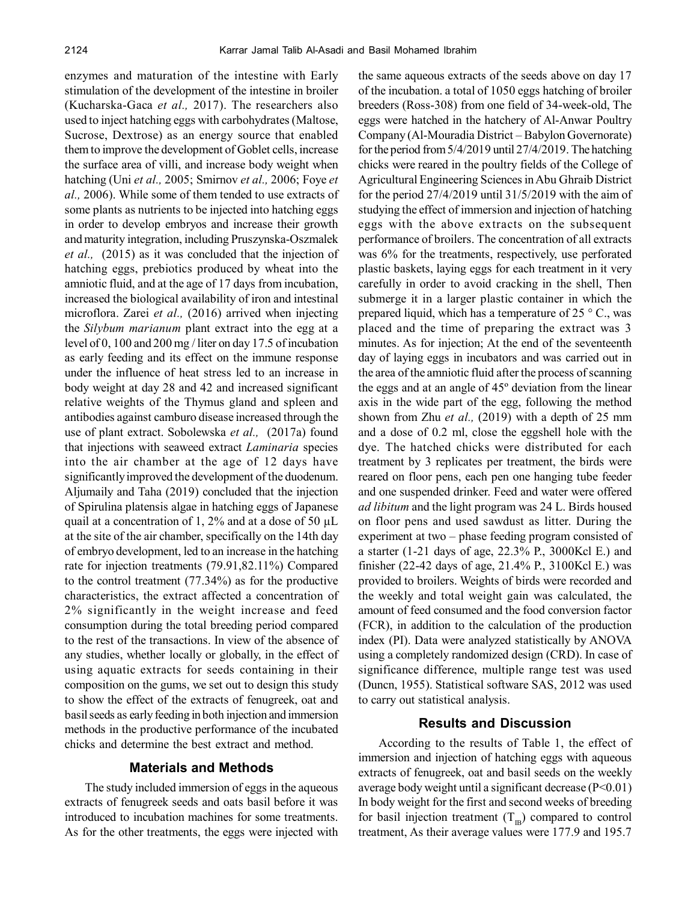enzymes and maturation of the intestine with Early stimulation of the development of the intestine in broiler (Kucharska-Gaca *et al.,* 2017). The researchers also used to inject hatching eggs with carbohydrates (Maltose, Sucrose, Dextrose) as an energy source that enabled them to improve the development of Goblet cells, increase the surface area of villi, and increase body weight when hatching (Uni *et al.,* 2005; Smirnov *et al.,* 2006; Foye *et al.,* 2006). While some of them tended to use extracts of some plants as nutrients to be injected into hatching eggs in order to develop embryos and increase their growth and maturity integration, including Pruszynska-Oszmalek *et al.,* (2015) as it was concluded that the injection of hatching eggs, prebiotics produced by wheat into the amniotic fluid, and at the age of 17 days from incubation, increased the biological availability of iron and intestinal microflora. Zarei *et al.,* (2016) arrived when injecting the *Silybum marianum* plant extract into the egg at a level of 0, 100 and 200 mg / liter on day 17.5 of incubation as early feeding and its effect on the immune response under the influence of heat stress led to an increase in body weight at day 28 and 42 and increased significant relative weights of the Thymus gland and spleen and antibodies against camburo disease increased through the use of plant extract. Sobolewska *et al.,* (2017a) found that injections with seaweed extract *Laminaria* species into the air chamber at the age of 12 days have significantly improved the development of the duodenum. Aljumaily and Taha (2019) concluded that the injection of Spirulina platensis algae in hatching eggs of Japanese quail at a concentration of 1, 2% and at a dose of 50 μL at the site of the air chamber, specifically on the 14th day of embryo development, led to an increase in the hatching rate for injection treatments (79.91,82.11%) Compared to the control treatment (77.34%) as for the productive characteristics, the extract affected a concentration of 2% significantly in the weight increase and feed consumption during the total breeding period compared to the rest of the transactions. In view of the absence of any studies, whether locally or globally, in the effect of using aquatic extracts for seeds containing in their composition on the gums, we set out to design this study to show the effect of the extracts of fenugreek, oat and basil seeds as early feeding in both injection and immersion methods in the productive performance of the incubated chicks and determine the best extract and method.

## Materials and Methods

The study included immersion of eggs in the aqueous extracts of fenugreek seeds and oats basil before it was introduced to incubation machines for some treatments. As for the other treatments, the eggs were injected with the same aqueous extracts of the seeds above on day 17 of the incubation. a total of 1050 eggs hatching of broiler breeders (Ross-308) from one field of 34-week-old, The eggs were hatched in the hatchery of Al-Anwar Poultry Company (Al-Mouradia District – Babylon Governorate) for the period from 5/4/2019 until 27/4/2019. The hatching chicks were reared in the poultry fields of the College of Agricultural Engineering Sciences in Abu Ghraib District for the period 27/4/2019 until 31/5/2019 with the aim of studying the effect of immersion and injection of hatching eggs with the above extracts on the subsequent performance of broilers. The concentration of all extracts was 6% for the treatments, respectively, use perforated plastic baskets, laying eggs for each treatment in it very carefully in order to avoid cracking in the shell, Then submerge it in a larger plastic container in which the prepared liquid, which has a temperature of 25 ° C., was placed and the time of preparing the extract was 3 minutes. As for injection; At the end of the seventeenth day of laying eggs in incubators and was carried out in the area of the amniotic fluid after the process of scanning the eggs and at an angle of 45º deviation from the linear axis in the wide part of the egg, following the method shown from Zhu *et al.,* (2019) with a depth of 25 mm and a dose of 0.2 ml, close the eggshell hole with the dye. The hatched chicks were distributed for each treatment by 3 replicates per treatment, the birds were reared on floor pens, each pen one hanging tube feeder and one suspended drinker. Feed and water were offered *ad libitum* and the light program was 24 L. Birds housed on floor pens and used sawdust as litter. During the experiment at two – phase feeding program consisted of a starter (1-21 days of age, 22.3% P., 3000Kcl E.) and finisher (22-42 days of age, 21.4% P., 3100Kcl E.) was provided to broilers. Weights of birds were recorded and the weekly and total weight gain was calculated, the amount of feed consumed and the food conversion factor (FCR), in addition to the calculation of the production index (PI). Data were analyzed statistically by ANOVA using a completely randomized design (CRD). In case of significance difference, multiple range test was used (Duncn, 1955). Statistical software SAS, 2012 was used to carry out statistical analysis.

## Results and Discussion

According to the results of Table 1, the effect of immersion and injection of hatching eggs with aqueous extracts of fenugreek, oat and basil seeds on the weekly average body weight until a significant decrease ($P<0.01$) In body weight for the first and second weeks of breeding for basil injection treatment ($T_{IB}$) compared to control treatment, As their average values were 177.9 and 195.7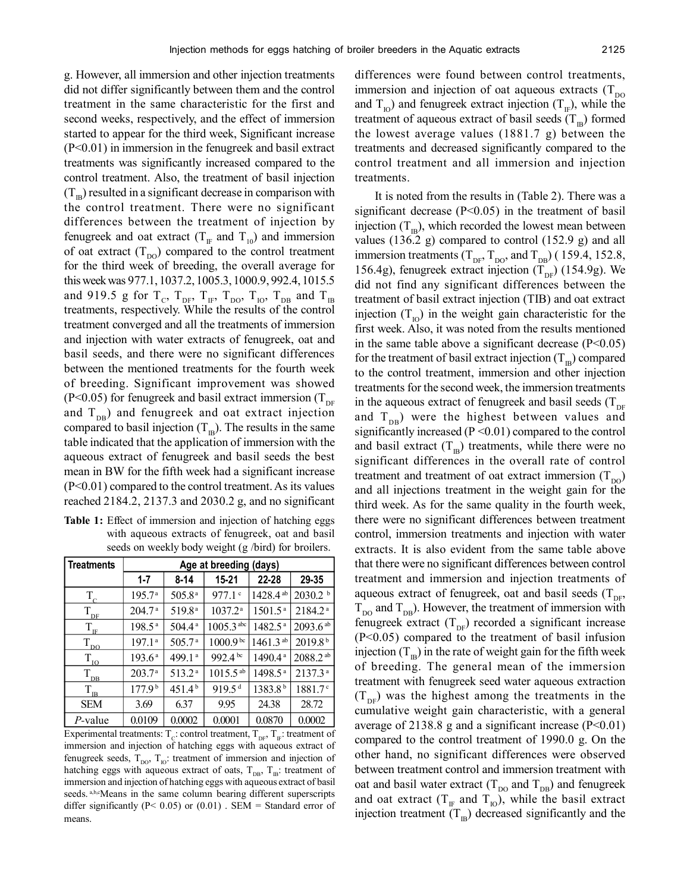g. However, all immersion and other injection treatments did not differ significantly between them and the control treatment in the same characteristic for the first and second weeks, respectively, and the effect of immersion started to appear for the third week, Significant increase ($P<0.01$) in immersion in the fenugreek and basil extract treatments was significantly increased compared to the control treatment. Also, the treatment of basil injection ($T_{IB}$) resulted in a significant decrease in comparison with the control treatment. There were no significant differences between the treatment of injection by fenugreek and oat extract ($T_{IF}$ and $T_{10}$) and immersion of oat extract ($T_{DO}$) compared to the control treatment for the third week of breeding, the overall average for this week was 977.1, 1037.2, 1005.3, 1000.9, 992.4, 1015.5 and 919.5 g for $T_C$, $T_{DF}$, $T_{IF}$, $T_{DO}$, $T_{IO}$, $T_{DB}$ and $T_{IB}$ treatments, respectively. While the results of the control treatment converged and all the treatments of immersion and injection with water extracts of fenugreek, oat and basil seeds, and there were no significant differences between the mentioned treatments for the fourth week of breeding. Significant improvement was showed ($P<0.05$) for fenugreek and basil extract immersion ($T_{DF}$ and $T_{DB}$) and fenugreek and oat extract injection compared to basil injection ($T_{IB}$). The results in the same table indicated that the application of immersion with the aqueous extract of fenugreek and basil seeds the best mean in BW for the fifth week had a significant increase ($P<0.01$) compared to the control treatment. As its values reached 2184.2, 2137.3 and 2030.2 g, and no significant

**Table 1:** Effect of immersion and injection of hatching eggs with aqueous extracts of fenugreek, oat and basil seeds on weekly body weight (g /bird) for broilers.

| Treatments | Age at breeding (days) | | | | |
|---|---|---|---|---|---|
| | 1-7 | 8-14 | 15-21 | 22-28 | 29-35 |
| $T_C$ | 195.7[a] | 505.8[a] | 977.1[c] | 1428.4[ab] | 2030.2[b] |
| $T_{DF}$ | 204.7[a] | 519.8[a] | 1037.2[a] | 1501.5[a] | 2184.2[a] |
| $T_{IF}$ | 198.5[a] | 504.4[a] | 1005.3[abc] | 1482.5[a] | 2093.6[ab] |
| $T_{DO}$ | 197.1[a] | 505.7[a] | 1000.9[bc] | 1461.3[ab] | 2019.8[b] |
| $T_{IO}$ | 193.6[a] | 499.1[a] | 992.4[bc] | 1490.4[a] | 2088.2[ab] |
| $T_{DB}$ | 203.7[a] | 513.2[a] | 1015.5[ab] | 1498.5[a] | 2137.3[a] |
| $T_{IB}$ | 177.9[b] | 451.4[b] | 919.5[d] | 1383.8[b] | 1881.7[c] |
| SEM | 3.69 | 6.37 | 9.95 | 24.38 | 28.72 |
| *P*-value | 0.0109 | 0.0002 | 0.0001 | 0.0870 | 0.0002 |

Experimental treatments: $T_C$: control treatment, $T_{DF}$, $T_{IF}$: treatment of immersion and injection of hatching eggs with aqueous extract of fenugreek seeds, $T_{DO}$, $T_{IO}$: treatment of immersion and injection of hatching eggs with aqueous extract of oats, $T_{DB}$, $T_{IB}$: treatment of immersion and injection of hatching eggs with aqueous extract of basil seeds. [a,b,c]Means in the same column bearing different superscripts differ significantly ($P< 0.05$) or (0.01) . SEM = Standard error of means.

differences were found between control treatments, immersion and injection of oat aqueous extracts ($T_{DO}$ and $T_{IO}$) and fenugreek extract injection ($T_{IF}$), while the treatment of aqueous extract of basil seeds ($T_{IB}$) formed the lowest average values (1881.7 g) between the treatments and decreased significantly compared to the control treatment and all immersion and injection treatments.

It is noted from the results in (Table 2). There was a significant decrease ($P<0.05$) in the treatment of basil injection ($T_{IB}$), which recorded the lowest mean between values (136.2 g) compared to control (152.9 g) and all immersion treatments ($T_{DF}$, $T_{DO}$, and $T_{DB}$) ( 159.4, 152.8, 156.4g), fenugreek extract injection ($T_{DF}$) (154.9g). We did not find any significant differences between the treatment of basil extract injection (TIB) and oat extract injection ($T_{IO}$) in the weight gain characteristic for the first week. Also, it was noted from the results mentioned in the same table above a significant decrease ($P<0.05$) for the treatment of basil extract injection ($T_{IB}$) compared to the control treatment, immersion and other injection treatments for the second week, the immersion treatments in the aqueous extract of fenugreek and basil seeds ($T_{DF}$ and $T_{DB}$) were the highest between values and significantly increased ($P <0.01$) compared to the control and basil extract ($T_{IB}$) treatments, while there were no significant differences in the overall rate of control treatment and treatment of oat extract immersion ($T_{DO}$) and all injections treatment in the weight gain for the third week. As for the same quality in the fourth week, there were no significant differences between treatment control, immersion treatments and injection with water extracts. It is also evident from the same table above that there were no significant differences between control treatment and immersion and injection treatments of aqueous extract of fenugreek, oat and basil seeds ($T_{DF}$, $T_{DO}$ and $T_{DB}$). However, the treatment of immersion with fenugreek extract ($T_{DF}$) recorded a significant increase ($P<0.05$) compared to the treatment of basil infusion injection ($T_{IB}$) in the rate of weight gain for the fifth week of breeding. The general mean of the immersion treatment with fenugreek seed water aqueous extraction ($T_{DF}$) was the highest among the treatments in the cumulative weight gain characteristic, with a general average of 2138.8 g and a significant increase ($P<0.01$) compared to the control treatment of 1990.0 g. On the other hand, no significant differences were observed between treatment control and immersion treatment with oat and basil water extract ($T_{DO}$ and $T_{DB}$) and fenugreek and oat extract ($T_{IF}$ and $T_{IO}$), while the basil extract injection treatment ($T_{IB}$) decreased significantly and the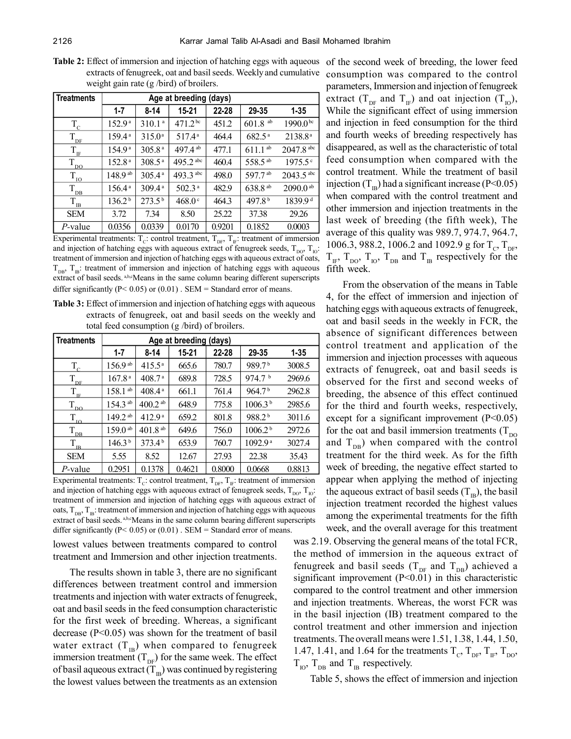**Table 2:** Effect of immersion and injection of hatching eggs with aqueous extracts of fenugreek, oat and basil seeds. Weekly and cumulative weight gain rate (g /bird) of broilers.

| Treatments | Age at breeding (days) | | | | | |
|---|---|---|---|---|---|---|
| | 1-7 | 8-14 | 15-21 | 22-28 | 29-35 | 1-35 |
| $T_C$ | 152.9 $^{a}$ | 310.1 $^{a}$ | 471.2 $^{bc}$ | 451.2 | 601.8 $^{ab}$ | 1990.0 $^{bc}$ |
| $T_{DF}$ | 159.4 $^{a}$ | 315.0 $^{a}$ | 517.4 $^{a}$ | 464.4 | 682.5 $^{a}$ | 2138.8 $^{a}$ |
| $T_{IF}$ | 154.9 $^{a}$ | 305.8 $^{a}$ | 497.4 $^{ab}$ | 477.1 | 611.1 $^{ab}$ | 2047.8 $^{abc}$ |
| $T_{DO}$ | 152.8 $^{a}$ | 308.5 $^{a}$ | 495.2 $^{abc}$ | 460.4 | 558.5 $^{ab}$ | 1975.5 $^{c}$ |
| $T_{IO}$ | 148.9 $^{ab}$ | 305.4 $^{a}$ | 493.3 $^{abc}$ | 498.0 | 597.7 $^{ab}$ | 2043.5 $^{abc}$ |
| $T_{DB}$ | 156.4 $^{a}$ | 309.4 $^{a}$ | 502.3 $^{a}$ | 482.9 | 638.8 $^{ab}$ | 2090.0 $^{ab}$ |
| $T_{IB}$ | 136.2 $^{b}$ | 273.5 $^{b}$ | 468.0 $^{c}$ | 464.3 | 497.8 $^{b}$ | 1839.9 $^{d}$ |
| SEM | 3.72 | 7.34 | 8.50 | 25.22 | 37.38 | 29.26 |
| *P*-value | 0.0356 | 0.0339 | 0.0170 | 0.9201 | 0.1852 | 0.0003 |

Experimental treatments: $T_C$: control treatment, $T_{DF}$, $T_{IF}$: treatment of immersion and injection of hatching eggs with aqueous extract of fenugreek seeds, $T_{DO}$, $T_{IO}$: treatment of immersion and injection of hatching eggs with aqueous extract of oats, $T_{DB}$, $T_{IB}$: treatment of immersion and injection of hatching eggs with aqueous extract of basil seeds. a,b,cMeans in the same column bearing different superscripts differ significantly (P< 0.05) or (0.01) . SEM = Standard error of means.

**Table 3:** Effect of immersion and injection of hatching eggs with aqueous extracts of fenugreek, oat and basil seeds on the weekly and total feed consumption (g /bird) of broilers.

| Treatments | Age at breeding (days) | | | | | |
|---|---|---|---|---|---|---|
| | 1-7 | 8-14 | 15-21 | 22-28 | 29-35 | 1-35 |
| $T_C$ | 156.9 $^{ab}$ | 415.5 $^{a}$ | 665.6 | 780.7 | 989.7 $^{b}$ | 3008.5 |
| $T_{DF}$ | 167.8 $^{a}$ | 408.7 $^{a}$ | 689.8 | 728.5 | 974.7 $^{b}$ | 2969.6 |
| $T_{IF}$ | 158.1 $^{ab}$ | 408.4 $^{a}$ | 661.1 | 761.4 | 964.7 $^{b}$ | 2962.8 |
| $T_{DO}$ | 154.3 $^{ab}$ | 400.2 $^{ab}$ | 648.9 | 775.8 | 1006.3 $^{b}$ | 2985.6 |
| $T_{IO}$ | 149.2 $^{ab}$ | 412.9 $^{a}$ | 659.2 | 801.8 | 988.2 $^{b}$ | 3011.6 |
| $T_{DB}$ | 159.0 $^{ab}$ | 401.8 $^{ab}$ | 649.6 | 756.0 | 1006.2 $^{b}$ | 2972.6 |
| $T_{IB}$ | 146.3 $^{b}$ | 373.4 $^{b}$ | 653.9 | 760.7 | 1092.9 $^{a}$ | 3027.4 |
| SEM | 5.55 | 8.52 | 12.67 | 27.93 | 22.38 | 35.43 |
| *P*-value | 0.2951 | 0.1378 | 0.4621 | 0.8000 | 0.0668 | 0.8813 |

Experimental treatments: $T_C$: control treatment, $T_{DF}$, $T_{IF}$: treatment of immersion and injection of hatching eggs with aqueous extract of fenugreek seeds, $T_{DO}$, $T_{IO}$: treatment of immersion and injection of hatching eggs with aqueous extract of oats, $T_{DB}$, $T_{IB}$: treatment of immersion and injection of hatching eggs with aqueous extract of basil seeds. a,b,cMeans in the same column bearing different superscripts differ significantly (P< 0.05) or (0.01) . SEM = Standard error of means.

lowest values between treatments compared to control treatment and Immersion and other injection treatments.

The results shown in table 3, there are no significant differences between treatment control and immersion treatments and injection with water extracts of fenugreek, oat and basil seeds in the feed consumption characteristic for the first week of breeding. Whereas, a significant decrease (P<0.05) was shown for the treatment of basil water extract ($T_{IB}$) when compared to fenugreek immersion treatment ($T_{DF}$) for the same week. The effect of basil aqueous extract ($T_{IB}$) was continued by registering the lowest values between the treatments as an extension of the second week of breeding, the lower feed consumption was compared to the control parameters, Immersion and injection of fenugreek extract ($T_{DF}$ and $T_{IF}$) and oat injection ($T_{IO}$), While the significant effect of using immersion and injection in feed consumption for the third and fourth weeks of breeding respectively has disappeared, as well as the characteristic of total feed consumption when compared with the control treatment. While the treatment of basil injection ($T_{IB}$) had a significant increase (P<0.05) when compared with the control treatment and other immersion and injection treatments in the last week of breeding (the fifth week), The average of this quality was 989.7, 974.7, 964.7, 1006.3, 988.2, 1006.2 and 1092.9 g for $T_C$, $T_{DF}$, $T_{IF}$, $T_{DO}$, $T_{IO}$, $T_{DB}$ and $T_{IB}$ respectively for the fifth week.

From the observation of the means in Table 4, for the effect of immersion and injection of hatching eggs with aqueous extracts of fenugreek, oat and basil seeds in the weekly in FCR, the absence of significant differences between control treatment and application of the immersion and injection processes with aqueous extracts of fenugreek, oat and basil seeds is observed for the first and second weeks of breeding, the absence of this effect continued for the third and fourth weeks, respectively, except for a significant improvement (P<0.05) for the oat and basil immersion treatments ($T_{DO}$ and $T_{DB}$) when compared with the control treatment for the third week. As for the fifth week of breeding, the negative effect started to appear when applying the method of injecting the aqueous extract of basil seeds ($T_{IB}$), the basil injection treatment recorded the highest values among the experimental treatments for the fifth week, and the overall average for this treatment was 2.19. Observing the general means of the total FCR, the method of immersion in the aqueous extract of fenugreek and basil seeds ($T_{DF}$ and $T_{DB}$) achieved a significant improvement (P<0.01) in this characteristic compared to the control treatment and other immersion and injection treatments. Whereas, the worst FCR was in the basil injection (IB) treatment compared to the control treatment and other immersion and injection treatments. The overall means were 1.51, 1.38, 1.44, 1.50, 1.47, 1.41, and 1.64 for the treatments $T_C$, $T_{DF}$, $T_{IF}$, $T_{DO}$, $T_{IO}$, $T_{DB}$ and $T_{IB}$ respectively.

Table 5, shows the effect of immersion and injection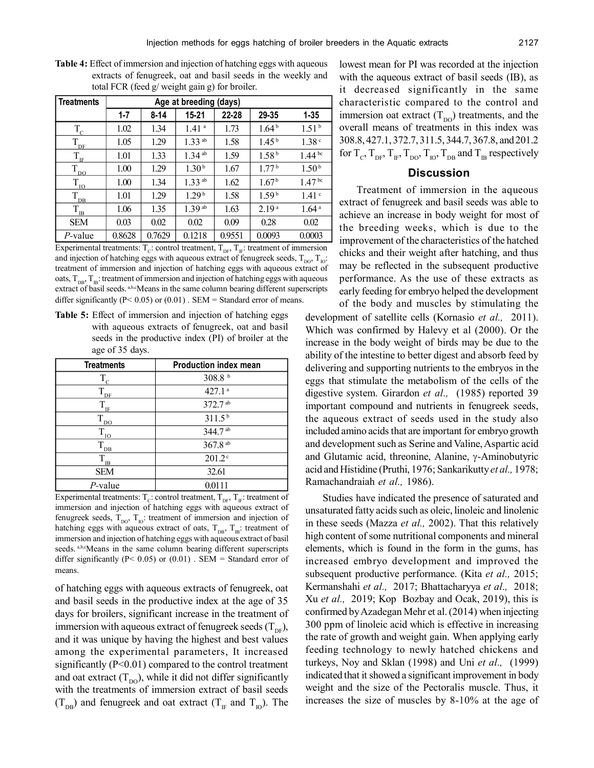**Table 4:** Effect of immersion and injection of hatching eggs with aqueous extracts of fenugreek, oat and basil seeds in the weekly and total FCR (feed g/ weight gain g) for broiler.

| Treatments | Age at breeding (days) | | | | | |
|---|---|---|---|---|---|---|
| | 1-7 | 8-14 | 15-21 | 22-28 | 29-35 | 1-35 |
| $T_C$ | 1.02 | 1.34 | 1.41 [a] | 1.73 | 1.64 [b] | 1.51 [b] |
| $T_{DF}$ | 1.05 | 1.29 | 1.33 [ab] | 1.58 | 1.45 [b] | 1.38 [c] |
| $T_{IF}$ | 1.01 | 1.33 | 1.34 [ab] | 1.59 | 1.58 [b] | 1.44 [bc] |
| $T_{DO}$ | 1.00 | 1.29 | 1.30 [b] | 1.67 | 1.77 [b] | 1.50 [b] |
| $T_{IO}$ | 1.00 | 1.34 | 1.33 [ab] | 1.62 | 1.67 [b] | 1.47 [bc] |
| $T_{DB}$ | 1.01 | 1.29 | 1.29 [b] | 1.58 | 1.59 [b] | 1.41 [c] |
| $T_{IB}$ | 1.06 | 1.35 | 1.39 [ab] | 1.63 | 2.19 [a] | 1.64 [a] |
| SEM | 0.03 | 0.02 | 0.02 | 0.09 | 0.28 | 0.02 |
| *P*-value | 0.8628 | 0.7629 | 0.1218 | 0.9551 | 0.0093 | 0.0003 |

Experimental treatments: $T_C$: control treatment, $T_{DF}$, $T_{IF}$: treatment of immersion and injection of hatching eggs with aqueous extract of fenugreek seeds, $T_{DO}$, $T_{IO}$: treatment of immersion and injection of hatching eggs with aqueous extract of oats, $T_{DB}$, $T_{IB}$: treatment of immersion and injection of hatching eggs with aqueous extract of basil seeds. [a,b,c]Means in the same column bearing different superscripts differ significantly ($P < 0.05$) or (0.01) . SEM = Standard error of means.

**Table 5:** Effect of immersion and injection of hatching eggs with aqueous extracts of fenugreek, oat and basil seeds in the productive index (PI) of broiler at the age of 35 days.

| Treatments | Production index mean |
|---|---|
| $T_C$ | 308.8 [b] |
| $T_{DF}$ | 427.1 [a] |
| $T_{IF}$ | 372.7 [ab] |
| $T_{DO}$ | 311.5 [b] |
| $T_{IO}$ | 344.7 [ab] |
| $T_{DB}$ | 367.8 [ab] |
| $T_{IB}$ | 201.2 [c] |
| SEM | 32.61 |
| *P*-value | 0.0111 |

Experimental treatments: $T_C$: control treatment, $T_{DF}$, $T_{IF}$: treatment of immersion and injection of hatching eggs with aqueous extract of fenugreek seeds, $T_{DO}$, $T_{IO}$: treatment of immersion and injection of hatching eggs with aqueous extract of oats, $T_{DB}$, $T_{IB}$: treatment of immersion and injection of hatching eggs with aqueous extract of basil seeds. [a,b,c]Means in the same column bearing different superscripts differ significantly ($P < 0.05$) or (0.01) . SEM = Standard error of means.

of hatching eggs with aqueous extracts of fenugreek, oat and basil seeds in the productive index at the age of 35 days for broilers, significant increase in the treatment of immersion with aqueous extract of fenugreek seeds ($T_{DF}$), and it was unique by having the highest and best values among the experimental parameters, It increased significantly ($P<0.01$) compared to the control treatment and oat extract ($T_{DO}$), while it did not differ significantly with the treatments of immersion extract of basil seeds ($T_{DB}$) and fenugreek and oat extract ($T_{IF}$ and $T_{IO}$). The lowest mean for PI was recorded at the injection with the aqueous extract of basil seeds (IB), as it decreased significantly in the same characteristic compared to the control and immersion oat extract ($T_{DO}$) treatments, and the overall means of treatments in this index was 308.8, 427.1, 372.7, 311.5, 344.7, 367.8, and 201.2 for $T_C$, $T_{DF}$, $T_{IF}$, $T_{DO}$, $T_{IO}$, $T_{DB}$ and $T_{IB}$ respectively

## Discussion

Treatment of immersion in the aqueous extract of fenugreek and basil seeds was able to achieve an increase in body weight for most of the breeding weeks, which is due to the improvement of the characteristics of the hatched chicks and their weight after hatching, and thus may be reflected in the subsequent productive performance. As the use of these extracts as early feeding for embryo helped the development of the body and muscles by stimulating the development of satellite cells (Kornasio *et al.,* 2011). Which was confirmed by Halevy et al (2000). Or the increase in the body weight of birds may be due to the ability of the intestine to better digest and absorb feed by delivering and supporting nutrients to the embryos in the eggs that stimulate the metabolism of the cells of the digestive system. Girardon *et al.,* (1985) reported 39 important compound and nutrients in fenugreek seeds, the aqueous extract of seeds used in the study also included amino acids that are important for embryo growth and development such as Serine and Valine, Aspartic acid and Glutamic acid, threonine, Alanine, γ-Aminobutyric acid and Histidine (Pruthi, 1976; Sankarikutty *et al.,* 1978; Ramachandraiah *et al.,* 1986).

Studies have indicated the presence of saturated and unsaturated fatty acids such as oleic, linoleic and linolenic in these seeds (Mazza *et al.,* 2002). That this relatively high content of some nutritional components and mineral elements, which is found in the form in the gums, has increased embryo development and improved the subsequent productive performance. (Kita *et al.,* 2015; Kermanshahi *et al.,* 2017; Bhattacharyya *et al.,* 2018; Xu *et al.,* 2019; Kop Bozbay and Ocak, 2019), this is confirmed by Azadegan Mehr et al. (2014) when injecting 300 ppm of linoleic acid which is effective in increasing the rate of growth and weight gain. When applying early feeding technology to newly hatched chickens and turkeys, Noy and Sklan (1998) and Uni *et al.,* (1999) indicated that it showed a significant improvement in body weight and the size of the Pectoralis muscle. Thus, it increases the size of muscles by 8-10% at the age of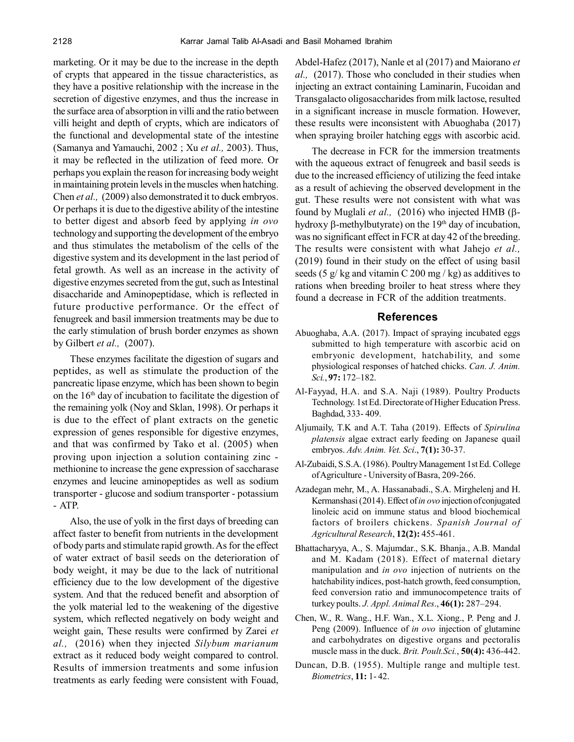marketing. Or it may be due to the increase in the depth of crypts that appeared in the tissue characteristics, as they have a positive relationship with the increase in the secretion of digestive enzymes, and thus the increase in the surface area of absorption in villi and the ratio between villi height and depth of crypts, which are indicators of the functional and developmental state of the intestine (Samanya and Yamauchi, 2002 ; Xu *et al.,* 2003). Thus, it may be reflected in the utilization of feed more. Or perhaps you explain the reason for increasing body weight in maintaining protein levels in the muscles when hatching. Chen *et al.,* (2009) also demonstrated it to duck embryos. Or perhaps it is due to the digestive ability of the intestine to better digest and absorb feed by applying *in ovo* technology and supporting the development of the embryo and thus stimulates the metabolism of the cells of the digestive system and its development in the last period of fetal growth. As well as an increase in the activity of digestive enzymes secreted from the gut, such as Intestinal disaccharide and Aminopeptidase, which is reflected in future productive performance. Or the effect of fenugreek and basil immersion treatments may be due to the early stimulation of brush border enzymes as shown by Gilbert *et al.,* (2007).

These enzymes facilitate the digestion of sugars and peptides, as well as stimulate the production of the pancreatic lipase enzyme, which has been shown to begin on the 16th day of incubation to facilitate the digestion of the remaining yolk (Noy and Sklan, 1998). Or perhaps it is due to the effect of plant extracts on the genetic expression of genes responsible for digestive enzymes, and that was confirmed by Tako et al. (2005) when proving upon injection a solution containing zinc - methionine to increase the gene expression of saccharase enzymes and leucine aminopeptides as well as sodium transporter - glucose and sodium transporter - potassium - ATP.

Also, the use of yolk in the first days of breeding can affect faster to benefit from nutrients in the development of body parts and stimulate rapid growth. As for the effect of water extract of basil seeds on the deterioration of body weight, it may be due to the lack of nutritional efficiency due to the low development of the digestive system. And that the reduced benefit and absorption of the yolk material led to the weakening of the digestive system, which reflected negatively on body weight and weight gain, These results were confirmed by Zarei *et al.,* (2016) when they injected *Silybum marianum* extract as it reduced body weight compared to control. Results of immersion treatments and some infusion treatments as early feeding were consistent with Fouad, Abdel-Hafez (2017), Nanle et al (2017) and Maiorano *et al.,* (2017). Those who concluded in their studies when injecting an extract containing Laminarin, Fucoidan and Transgalacto oligosaccharides from milk lactose, resulted in a significant increase in muscle formation. However, these results were inconsistent with Abuoghaba (2017) when spraying broiler hatching eggs with ascorbic acid.

The decrease in FCR for the immersion treatments with the aqueous extract of fenugreek and basil seeds is due to the increased efficiency of utilizing the feed intake as a result of achieving the observed development in the gut. These results were not consistent with what was found by Muglali *et al.,* (2016) who injected HMB (β-hydroxy β-methylbutyrate) on the 19th day of incubation, was no significant effect in FCR at day 42 of the breeding. The results were consistent with what Jahejo *et al.,* (2019) found in their study on the effect of using basil seeds (5 g/ kg and vitamin C 200 mg / kg) as additives to rations when breeding broiler to heat stress where they found a decrease in FCR of the addition treatments.

## References

Abuoghaba, A.A. (2017). Impact of spraying incubated eggs submitted to high temperature with ascorbic acid on embryonic development, hatchability, and some physiological responses of hatched chicks. *Can. J. Anim. Sci.*, **97:** 172–182.

Al-Fayyad, H.A. and S.A. Naji (1989). Poultry Products Technology. 1st Ed. Directorate of Higher Education Press. Baghdad, 333- 409.

Aljumaily, T.K and A.T. Taha (2019). Effects of *Spirulina platensis* algae extract early feeding on Japanese quail embryos. *Adv. Anim. Vet. Sci*., **7(1):** 30-37.

Al-Zubaidi, S.S.A. (1986). Poultry Management 1st Ed. College of Agriculture - University of Basra, 209-266.

Azadegan mehr, M., A. Hassanabadi., S.A. Mirghelenj and H. Kermanshasi (2014). Effect of *in ovo* injection of conjugated linoleic acid on immune status and blood biochemical factors of broilers chickens. *Spanish Journal of Agricultural Research*, **12(2):** 455-461.

Bhattacharyya, A., S. Majumdar., S.K. Bhanja., A.B. Mandal and M. Kadam (2018). Effect of maternal dietary manipulation and *in ovo* injection of nutrients on the hatchability indices, post-hatch growth, feed consumption, feed conversion ratio and immunocompetence traits of turkey poults. *J. Appl. Animal Res*., **46(1):** 287–294.

Chen, W., R. Wang., H.F. Wan., X.L. Xiong., P. Peng and J. Peng (2009). Influence of *in ovo* injection of glutamine and carbohydrates on digestive organs and pectoralis muscle mass in the duck. *Brit. Poult.Sci.*, **50(4):** 436-442.

Duncan, D.B. (1955). Multiple range and multiple test. *Biometrics*, **11:** 1- 42.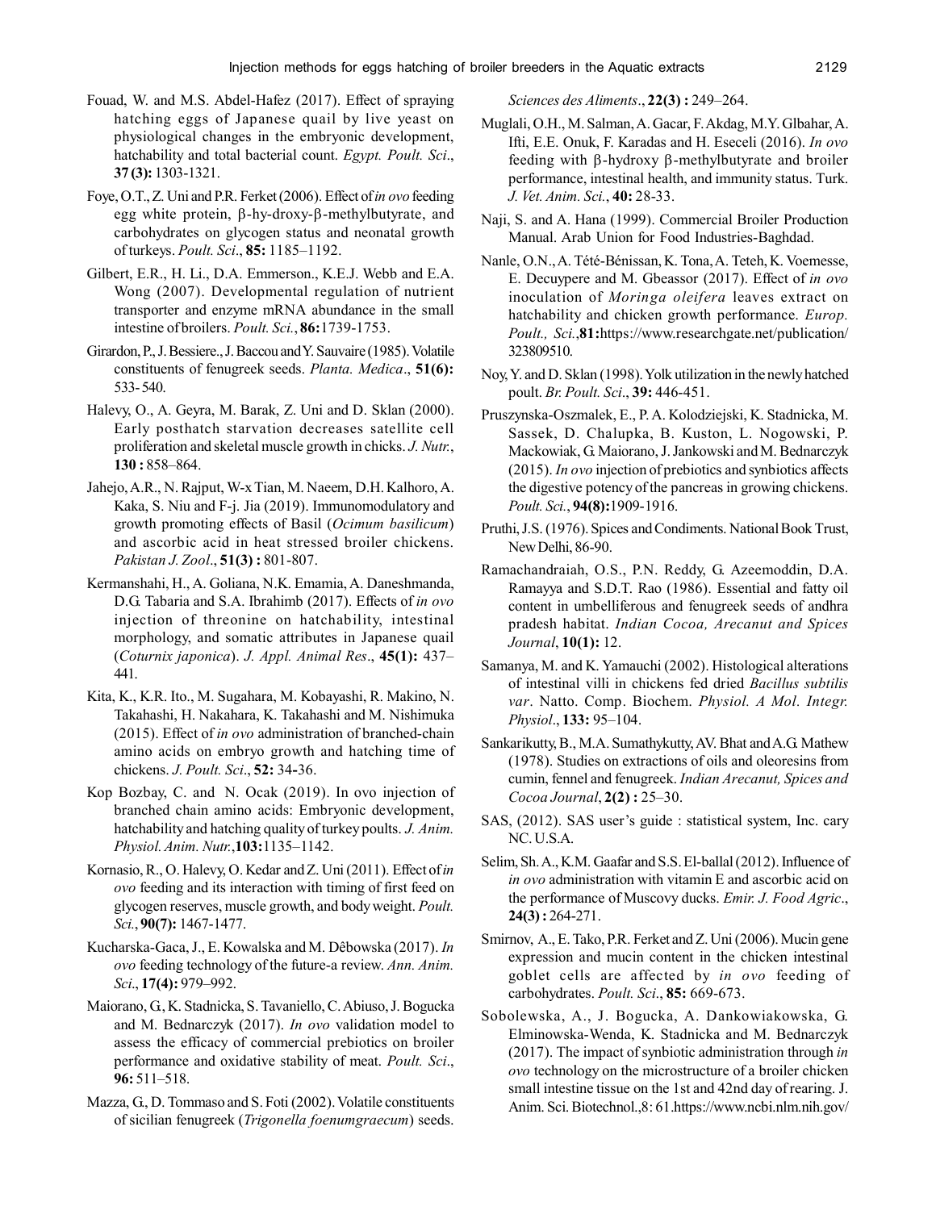Fouad, W. and M.S. Abdel-Hafez (2017). Effect of spraying hatching eggs of Japanese quail by live yeast on physiological changes in the embryonic development, hatchability and total bacterial count. *Egypt. Poult. Sci*., **37 (3):** 1303-1321.

Foye, O.T., Z. Uni and P.R. Ferket (2006). Effect of *in ovo* feeding egg white protein, β-hy-droxy-β-methylbutyrate, and carbohydrates on glycogen status and neonatal growth of turkeys. *Poult. Sci*., **85:** 1185–1192.

Gilbert, E.R., H. Li., D.A. Emmerson., K.E.J. Webb and E.A. Wong (2007). Developmental regulation of nutrient transporter and enzyme mRNA abundance in the small intestine of broilers. *Poult. Sci.*, **86:**1739-1753.

Girardon, P., J. Bessiere., J. Baccou and Y. Sauvaire (1985). Volatile constituents of fenugreek seeds. *Planta. Medica*., **51(6):** 533- 540.

Halevy, O., A. Geyra, M. Barak, Z. Uni and D. Sklan (2000). Early posthatch starvation decreases satellite cell proliferation and skeletal muscle growth in chicks. *J. Nutr.*, **130 :** 858–864.

Jahejo, A.R., N. Rajput, W-x Tian, M. Naeem, D.H. Kalhoro, A. Kaka, S. Niu and F-j. Jia (2019). Immunomodulatory and growth promoting effects of Basil (*Ocimum basilicum*) and ascorbic acid in heat stressed broiler chickens. *Pakistan J. Zool*., **51(3) :** 801-807.

Kermanshahi, H., A. Goliana, N.K. Emamia, A. Daneshmanda, D.G. Tabaria and S.A. Ibrahimb (2017). Effects of *in ovo* injection of threonine on hatchability, intestinal morphology, and somatic attributes in Japanese quail (*Coturnix japonica*). *J. Appl. Animal Res*., **45(1):** 437–441.

Kita, K., K.R. Ito., M. Sugahara, M. Kobayashi, R. Makino, N. Takahashi, H. Nakahara, K. Takahashi and M. Nishimuka (2015). Effect of *in ovo* administration of branched-chain amino acids on embryo growth and hatching time of chickens. *J. Poult. Sci*., **52:** 34-36.

Kop Bozbay, C. and N. Ocak (2019). In ovo injection of branched chain amino acids: Embryonic development, hatchability and hatching quality of turkey poults. *J. Anim. Physiol. Anim. Nutr.*,**103:**1135–1142.

Kornasio, R., O. Halevy, O. Kedar and Z. Uni (2011). Effect of *in ovo* feeding and its interaction with timing of first feed on glycogen reserves, muscle growth, and body weight. *Poult. Sci.*, **90(7):** 1467-1477.

Kucharska-Gaca, J., E. Kowalska and M. Dêbowska (2017). *In ovo* feeding technology of the future-a review. *Ann. Anim. Sci*., **17(4):** 979–992.

Maiorano, G., K. Stadnicka, S. Tavaniello, C. Abiuso, J. Bogucka and M. Bednarczyk (2017). *In ovo* validation model to assess the efficacy of commercial prebiotics on broiler performance and oxidative stability of meat. *Poult. Sci*., **96:** 511–518.

Mazza, G., D. Tommaso and S. Foti (2002). Volatile constituents of sicilian fenugreek (*Trigonella foenumgraecum*) seeds. *Sciences des Aliments*., **22(3) :** 249–264.

Muglali, O.H., M. Salman, A. Gacar, F. Akdag, M.Y. Glbahar, A. Ifti, E.E. Onuk, F. Karadas and H. Eseceli (2016). *In ovo* feeding with β-hydroxy β-methylbutyrate and broiler performance, intestinal health, and immunity status. Turk. *J. Vet. Anim. Sci.*, **40:** 28-33.

Naji, S. and A. Hana (1999). Commercial Broiler Production Manual. Arab Union for Food Industries-Baghdad.

Nanle, O.N., A. Tété-Bénissan, K. Tona, A. Teteh, K. Voemesse, E. Decuypere and M. Gbeassor (2017). Effect of *in ovo* inoculation of *Moringa oleifera* leaves extract on hatchability and chicken growth performance. *Europ. Poult., Sci.*,**81:**https://www.researchgate.net/publication/323809510.

Noy, Y. and D. Sklan (1998). Yolk utilization in the newly hatched poult. *Br. Poult. Sci*., **39:** 446-451.

Pruszynska-Oszmalek, E., P. A. Kolodziejski, K. Stadnicka, M. Sassek, D. Chalupka, B. Kuston, L. Nogowski, P. Mackowiak, G. Maiorano, J. Jankowski and M. Bednarczyk (2015). *In ovo* injection of prebiotics and synbiotics affects the digestive potency of the pancreas in growing chickens. *Poult. Sci.*, **94(8):**1909-1916.

Pruthi, J.S. (1976). Spices and Condiments. National Book Trust, New Delhi, 86-90.

Ramachandraiah, O.S., P.N. Reddy, G. Azeemoddin, D.A. Ramayya and S.D.T. Rao (1986). Essential and fatty oil content in umbelliferous and fenugreek seeds of andhra pradesh habitat. *Indian Cocoa, Arecanut and Spices Journal*, **10(1):** 12.

Samanya, M. and K. Yamauchi (2002). Histological alterations of intestinal villi in chickens fed dried *Bacillus subtilis var*. Natto. Comp. Biochem. *Physiol. A Mol. Integr. Physiol*., **133:** 95–104.

Sankarikutty, B., M.A. Sumathykutty, AV. Bhat and A.G. Mathew (1978). Studies on extractions of oils and oleoresins from cumin, fennel and fenugreek. *Indian Arecanut, Spices and Cocoa Journal*, **2(2) :** 25–30.

SAS, (2012). SAS user's guide : statistical system, Inc. cary NC. U.S.A.

Selim, Sh. A., K.M. Gaafar and S.S. El-ballal (2012). Influence of *in ovo* administration with vitamin E and ascorbic acid on the performance of Muscovy ducks. *Emir. J. Food Agric*., **24(3) :** 264-271.

Smirnov, A., E. Tako, P.R. Ferket and Z. Uni (2006). Mucin gene expression and mucin content in the chicken intestinal goblet cells are affected by *in ovo* feeding of carbohydrates. *Poult. Sci*., **85:** 669-673.

Sobolewska, A., J. Bogucka, A. Dankowiakowska, G. Elminowska-Wenda, K. Stadnicka and M. Bednarczyk (2017). The impact of synbiotic administration through *in ovo* technology on the microstructure of a broiler chicken small intestine tissue on the 1st and 42nd day of rearing. J. Anim. Sci. Biotechnol.,8: 61.https://www.ncbi.nlm.nih.gov/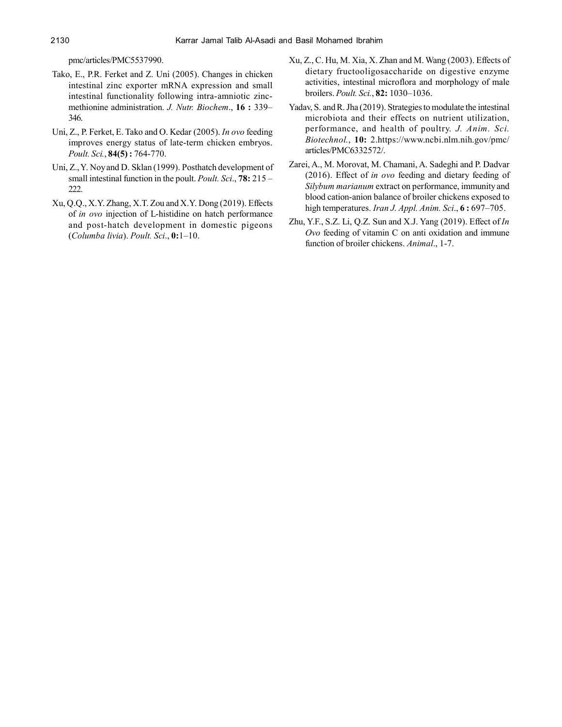pmc/articles/PMC5537990.

Tako, E., P.R. Ferket and Z. Uni (2005). Changes in chicken intestinal zinc exporter mRNA expression and small intestinal functionality following intra-amniotic zinc-methionine administration. *J. Nutr. Biochem*., **16 :** 339–346.

Uni, Z., P. Ferket, E. Tako and O. Kedar (2005). *In ovo* feeding improves energy status of late-term chicken embryos. *Poult. Sci.*, **84(5) :** 764-770.

Uni, Z., Y. Noy and D. Sklan (1999). Posthatch development of small intestinal function in the poult. *Poult. Sci*., **78:** 215 – 222.

Xu, Q.Q., X.Y. Zhang, X.T. Zou and X.Y. Dong (2019). Effects of *in ovo* injection of L-histidine on hatch performance and post-hatch development in domestic pigeons (*Columba livia*). *Poult. Sci*., **0:**1–10.

Xu, Z., C. Hu, M. Xia, X. Zhan and M. Wang (2003). Effects of dietary fructooligosaccharide on digestive enzyme activities, intestinal microflora and morphology of male broilers. *Poult. Sci.*, **82:** 1030–1036.

Yadav, S. and R. Jha (2019). Strategies to modulate the intestinal microbiota and their effects on nutrient utilization, performance, and health of poultry. *J. Anim. Sci. Biotechnol.*, **10:** 2.https://www.ncbi.nlm.nih.gov/pmc/articles/PMC6332572/.

Zarei, A., M. Morovat, M. Chamani, A. Sadeghi and P. Dadvar (2016). Effect of *in ovo* feeding and dietary feeding of *Silybum marianum* extract on performance, immunity and blood cation-anion balance of broiler chickens exposed to high temperatures. *Iran J. Appl. Anim. Sci*., **6 :** 697–705.

Zhu, Y.F., S.Z. Li, Q.Z. Sun and X.J. Yang (2019). Effect of *In Ovo* feeding of vitamin C on anti oxidation and immune function of broiler chickens. *Animal*., 1-7.